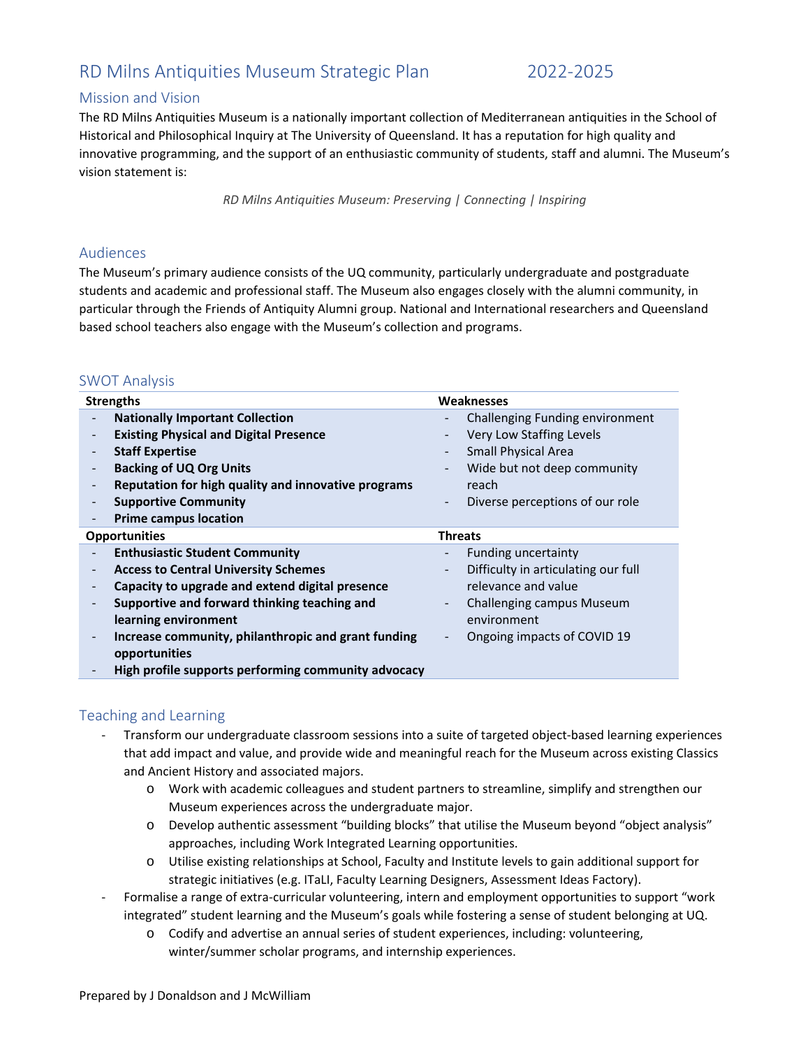# RD Milns Antiquities Museum Strategic Plan 2022-2025

## Mission and Vision

The RD Milns Antiquities Museum is a nationally important collection of Mediterranean antiquities in the School of Historical and Philosophical Inquiry at The University of Queensland. It has a reputation for high quality and innovative programming, and the support of an enthusiastic community of students, staff and alumni. The Museum's vision statement is:

*RD Milns Antiquities Museum: Preserving | Connecting | Inspiring*

## Audiences

The Museum's primary audience consists of the UQ community, particularly undergraduate and postgraduate students and academic and professional staff. The Museum also engages closely with the alumni community, in particular through the Friends of Antiquity Alumni group. National and International researchers and Queensland based school teachers also engage with the Museum's collection and programs.

## SWOT Analysis

| Strengths | Weaknesses |
|---|---|
| - **Nationally Important Collection**<br>- **Existing Physical and Digital Presence**<br>- **Staff Expertise**<br>- **Backing of UQ Org Units**<br>- **Reputation for high quality and innovative programs**<br>- **Supportive Community**<br>- **Prime campus location** | - Challenging Funding environment<br>- Very Low Staffing Levels<br>- Small Physical Area<br>- Wide but not deep community reach<br>- Diverse perceptions of our role |
| **Opportunities** | **Threats** |
| - **Enthusiastic Student Community**<br>- **Access to Central University Schemes**<br>- **Capacity to upgrade and extend digital presence**<br>- **Supportive and forward thinking teaching and learning environment**<br>- **Increase community, philanthropic and grant funding opportunities**<br>- **High profile supports performing community advocacy** | - Funding uncertainty<br>- Difficulty in articulating our full relevance and value<br>- Challenging campus Museum environment<br>- Ongoing impacts of COVID 19 |

## Teaching and Learning

- Transform our undergraduate classroom sessions into a suite of targeted object-based learning experiences that add impact and value, and provide wide and meaningful reach for the Museum across existing Classics and Ancient History and associated majors.
  - Work with academic colleagues and student partners to streamline, simplify and strengthen our Museum experiences across the undergraduate major.
  - Develop authentic assessment "building blocks" that utilise the Museum beyond "object analysis" approaches, including Work Integrated Learning opportunities.
  - Utilise existing relationships at School, Faculty and Institute levels to gain additional support for strategic initiatives (e.g. ITaLI, Faculty Learning Designers, Assessment Ideas Factory).
- Formalise a range of extra-curricular volunteering, intern and employment opportunities to support "work integrated" student learning and the Museum's goals while fostering a sense of student belonging at UQ.
  - Codify and advertise an annual series of student experiences, including: volunteering, winter/summer scholar programs, and internship experiences.

Prepared by J Donaldson and J McWilliam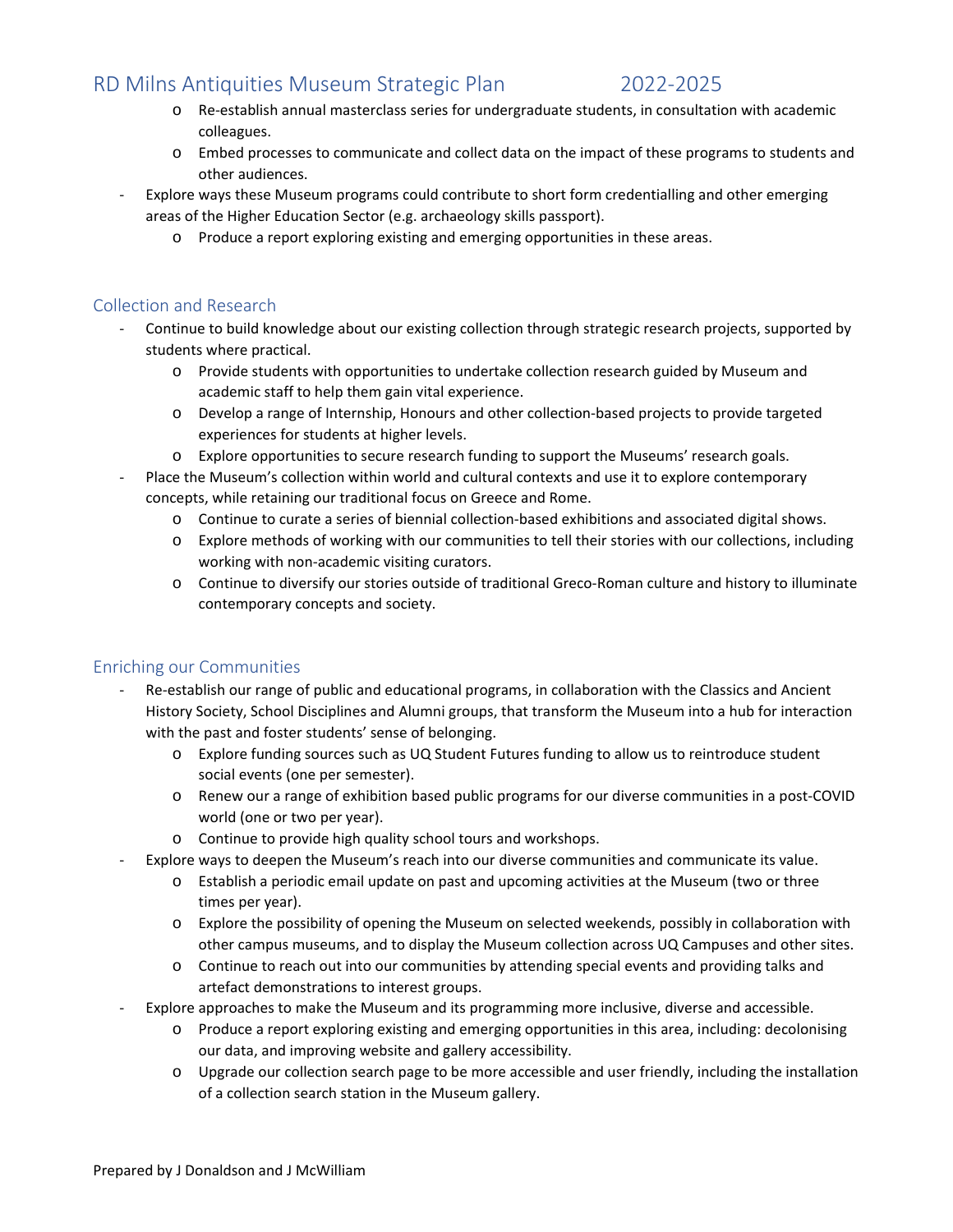- Re-establish annual masterclass series for undergraduate students, in consultation with academic colleagues.
    - Embed processes to communicate and collect data on the impact of these programs to students and other audiences.
- Explore ways these Museum programs could contribute to short form credentialling and other emerging areas of the Higher Education Sector (e.g. archaeology skills passport).
    - Produce a report exploring existing and emerging opportunities in these areas.

## Collection and Research

- Continue to build knowledge about our existing collection through strategic research projects, supported by students where practical.
    - Provide students with opportunities to undertake collection research guided by Museum and academic staff to help them gain vital experience.
    - Develop a range of Internship, Honours and other collection-based projects to provide targeted experiences for students at higher levels.
    - Explore opportunities to secure research funding to support the Museums' research goals.
- Place the Museum's collection within world and cultural contexts and use it to explore contemporary concepts, while retaining our traditional focus on Greece and Rome.
    - Continue to curate a series of biennial collection-based exhibitions and associated digital shows.
    - Explore methods of working with our communities to tell their stories with our collections, including working with non-academic visiting curators.
    - Continue to diversify our stories outside of traditional Greco-Roman culture and history to illuminate contemporary concepts and society.

## Enriching our Communities

- Re-establish our range of public and educational programs, in collaboration with the Classics and Ancient History Society, School Disciplines and Alumni groups, that transform the Museum into a hub for interaction with the past and foster students' sense of belonging.
    - Explore funding sources such as UQ Student Futures funding to allow us to reintroduce student social events (one per semester).
    - Renew our a range of exhibition based public programs for our diverse communities in a post-COVID world (one or two per year).
    - Continue to provide high quality school tours and workshops.
- Explore ways to deepen the Museum's reach into our diverse communities and communicate its value.
    - Establish a periodic email update on past and upcoming activities at the Museum (two or three times per year).
    - Explore the possibility of opening the Museum on selected weekends, possibly in collaboration with other campus museums, and to display the Museum collection across UQ Campuses and other sites.
    - Continue to reach out into our communities by attending special events and providing talks and artefact demonstrations to interest groups.
- Explore approaches to make the Museum and its programming more inclusive, diverse and accessible.
    - Produce a report exploring existing and emerging opportunities in this area, including: decolonising our data, and improving website and gallery accessibility.
    - Upgrade our collection search page to be more accessible and user friendly, including the installation of a collection search station in the Museum gallery.

Prepared by J Donaldson and J McWilliam